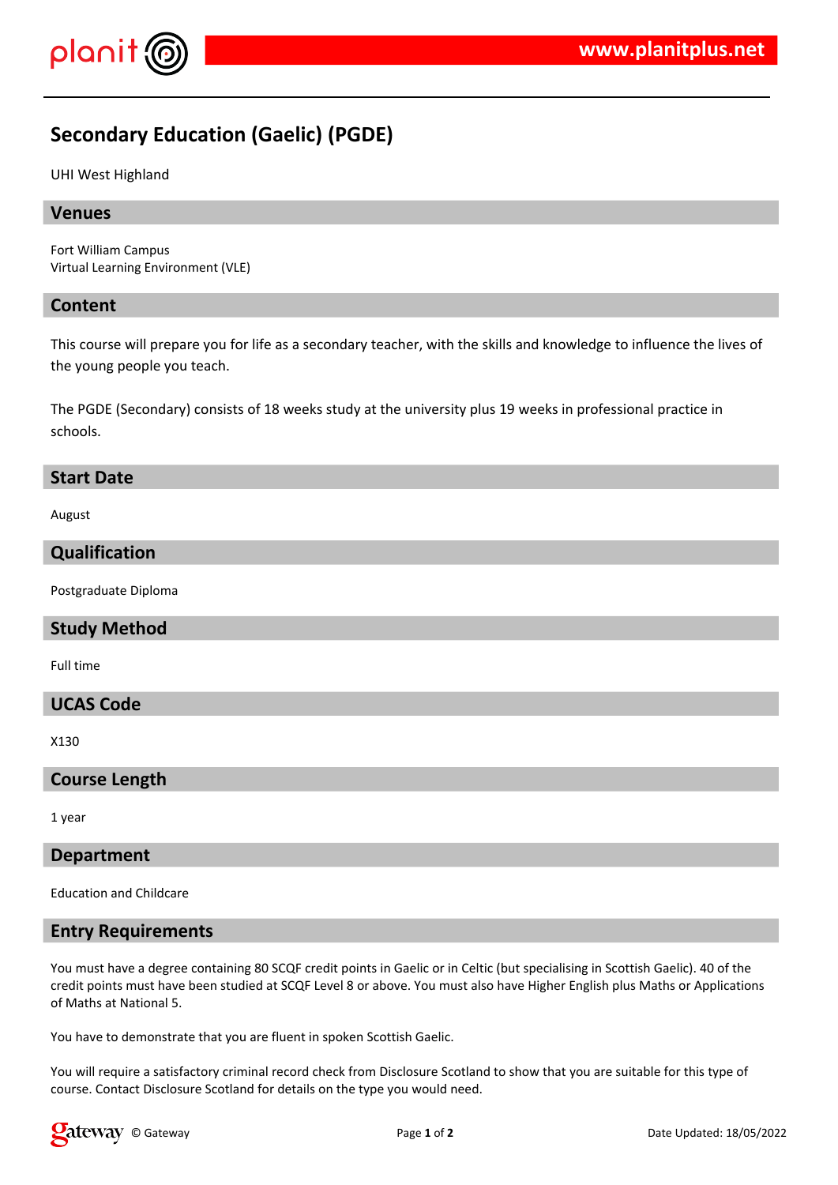# Secondary Education (Gaelic) (PGDE)

UHI West Highland

## Venues

Fort William Campus
Virtual Learning Environment (VLE)

## Content

This course will prepare you for life as a secondary teacher, with the skills and knowledge to influence the lives of the young people you teach.

The PGDE (Secondary) consists of 18 weeks study at the university plus 19 weeks in professional practice in schools.

## Start Date

August

## Qualification

Postgraduate Diploma

## Study Method

Full time

## UCAS Code

X130

## Course Length

1 year

## Department

Education and Childcare

## Entry Requirements

You must have a degree containing 80 SCQF credit points in Gaelic or in Celtic (but specialising in Scottish Gaelic). 40 of the credit points must have been studied at SCQF Level 8 or above. You must also have Higher English plus Maths or Applications of Maths at National 5.

You have to demonstrate that you are fluent in spoken Scottish Gaelic.

You will require a satisfactory criminal record check from Disclosure Scotland to show that you are suitable for this type of course. Contact Disclosure Scotland for details on the type you would need.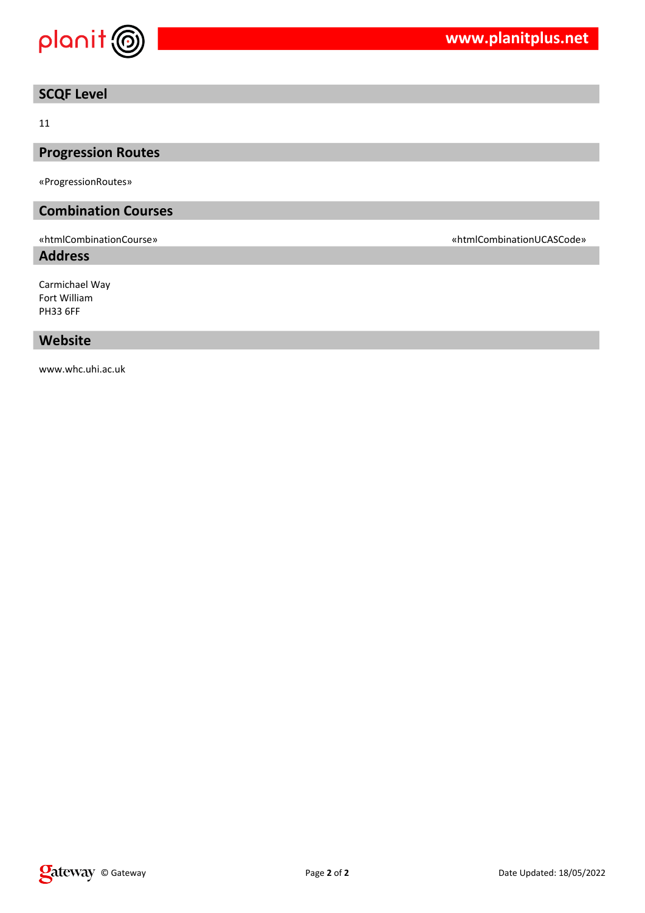## SCQF Level

11

## Progression Routes

«ProgressionRoutes»

## Combination Courses

«htmlCombinationCourse» «htmlCombinationUCASCode»

## Address

Carmichael Way
Fort William
PH33 6FF

## Website

www.whc.uhi.ac.uk